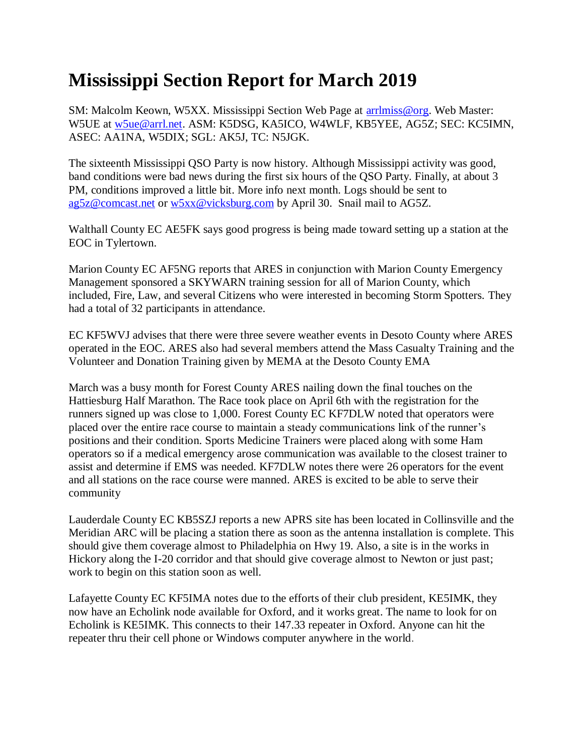# Mississippi Section Report for March 2019

SM: Malcolm Keown, W5XX. Mississippi Section Web Page at arrlmiss@org. Web Master: W5UE at w5ue@arrl.net. ASM: K5DSG, KA5ICO, W4WLF, KB5YEE, AG5Z; SEC: KC5IMN, ASEC: AA1NA, W5DIX; SGL: AK5J, TC: N5JGK.

The sixteenth Mississippi QSO Party is now history. Although Mississippi activity was good, band conditions were bad news during the first six hours of the QSO Party. Finally, at about 3 PM, conditions improved a little bit. More info next month. Logs should be sent to ag5z@comcast.net or w5xx@vicksburg.com by April 30. Snail mail to AG5Z.

Walthall County EC AE5FK says good progress is being made toward setting up a station at the EOC in Tylertown.

Marion County EC AF5NG reports that ARES in conjunction with Marion County Emergency Management sponsored a SKYWARN training session for all of Marion County, which included, Fire, Law, and several Citizens who were interested in becoming Storm Spotters. They had a total of 32 participants in attendance.

EC KF5WVJ advises that there were three severe weather events in Desoto County where ARES operated in the EOC. ARES also had several members attend the Mass Casualty Training and the Volunteer and Donation Training given by MEMA at the Desoto County EMA

March was a busy month for Forest County ARES nailing down the final touches on the Hattiesburg Half Marathon. The Race took place on April 6th with the registration for the runners signed up was close to 1,000. Forest County EC KF7DLW noted that operators were placed over the entire race course to maintain a steady communications link of the runner's positions and their condition. Sports Medicine Trainers were placed along with some Ham operators so if a medical emergency arose communication was available to the closest trainer to assist and determine if EMS was needed. KF7DLW notes there were 26 operators for the event and all stations on the race course were manned. ARES is excited to be able to serve their community

Lauderdale County EC KB5SZJ reports a new APRS site has been located in Collinsville and the Meridian ARC will be placing a station there as soon as the antenna installation is complete. This should give them coverage almost to Philadelphia on Hwy 19. Also, a site is in the works in Hickory along the I-20 corridor and that should give coverage almost to Newton or just past; work to begin on this station soon as well.

Lafayette County EC KF5IMA notes due to the efforts of their club president, KE5IMK, they now have an Echolink node available for Oxford, and it works great. The name to look for on Echolink is KE5IMK. This connects to their 147.33 repeater in Oxford. Anyone can hit the repeater thru their cell phone or Windows computer anywhere in the world.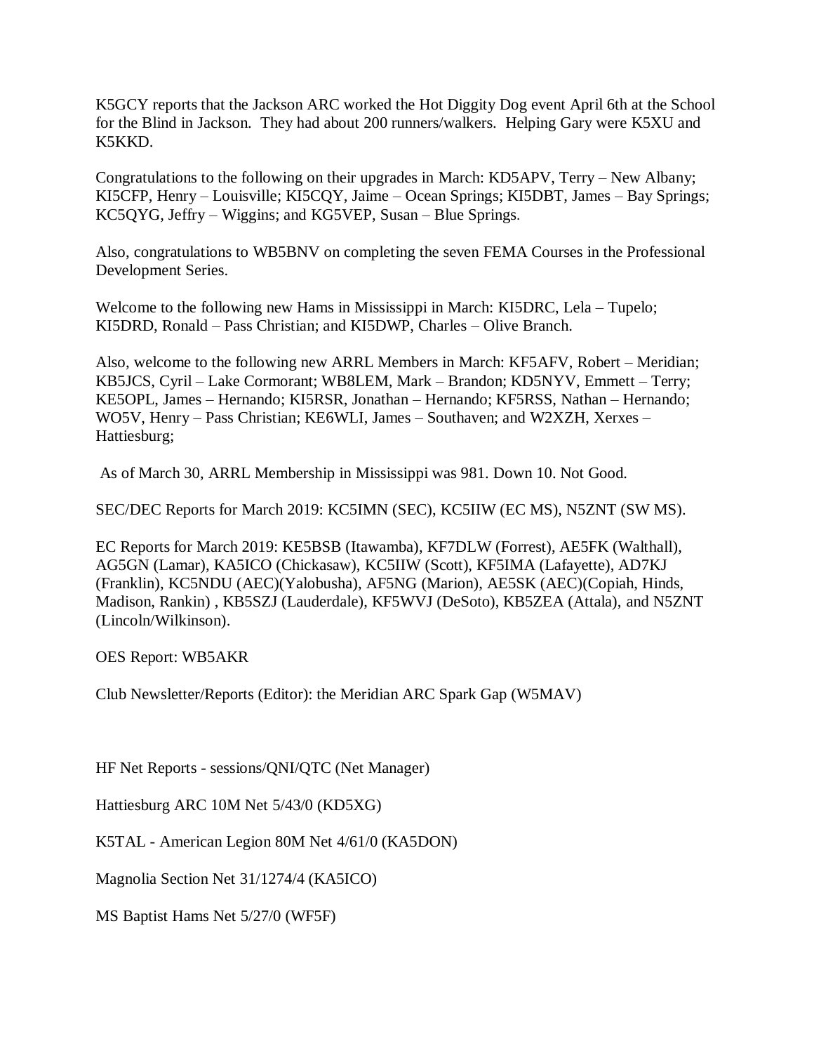K5GCY reports that the Jackson ARC worked the Hot Diggity Dog event April 6th at the School for the Blind in Jackson. They had about 200 runners/walkers. Helping Gary were K5XU and K5KKD.

Congratulations to the following on their upgrades in March: KD5APV, Terry – New Albany; KI5CFP, Henry – Louisville; KI5CQY, Jaime – Ocean Springs; KI5DBT, James – Bay Springs; KC5QYG, Jeffry – Wiggins; and KG5VEP, Susan – Blue Springs.

Also, congratulations to WB5BNV on completing the seven FEMA Courses in the Professional Development Series.

Welcome to the following new Hams in Mississippi in March: KI5DRC, Lela – Tupelo; KI5DRD, Ronald – Pass Christian; and KI5DWP, Charles – Olive Branch.

Also, welcome to the following new ARRL Members in March: KF5AFV, Robert – Meridian; KB5JCS, Cyril – Lake Cormorant; WB8LEM, Mark – Brandon; KD5NYV, Emmett – Terry; KE5OPL, James – Hernando; KI5RSR, Jonathan – Hernando; KF5RSS, Nathan – Hernando; WO5V, Henry – Pass Christian; KE6WLI, James – Southaven; and W2XZH, Xerxes – Hattiesburg;

As of March 30, ARRL Membership in Mississippi was 981. Down 10. Not Good.

SEC/DEC Reports for March 2019: KC5IMN (SEC), KC5IIW (EC MS), N5ZNT (SW MS).

EC Reports for March 2019: KE5BSB (Itawamba), KF7DLW (Forrest), AE5FK (Walthall), AG5GN (Lamar), KA5ICO (Chickasaw), KC5IIW (Scott), KF5IMA (Lafayette), AD7KJ (Franklin), KC5NDU (AEC)(Yalobusha), AF5NG (Marion), AE5SK (AEC)(Copiah, Hinds, Madison, Rankin) , KB5SZJ (Lauderdale), KF5WVJ (DeSoto), KB5ZEA (Attala), and N5ZNT (Lincoln/Wilkinson).

OES Report: WB5AKR

Club Newsletter/Reports (Editor): the Meridian ARC Spark Gap (W5MAV)

HF Net Reports - sessions/QNI/QTC (Net Manager)

Hattiesburg ARC 10M Net 5/43/0 (KD5XG)

K5TAL - American Legion 80M Net 4/61/0 (KA5DON)

Magnolia Section Net 31/1274/4 (KA5ICO)

MS Baptist Hams Net 5/27/0 (WF5F)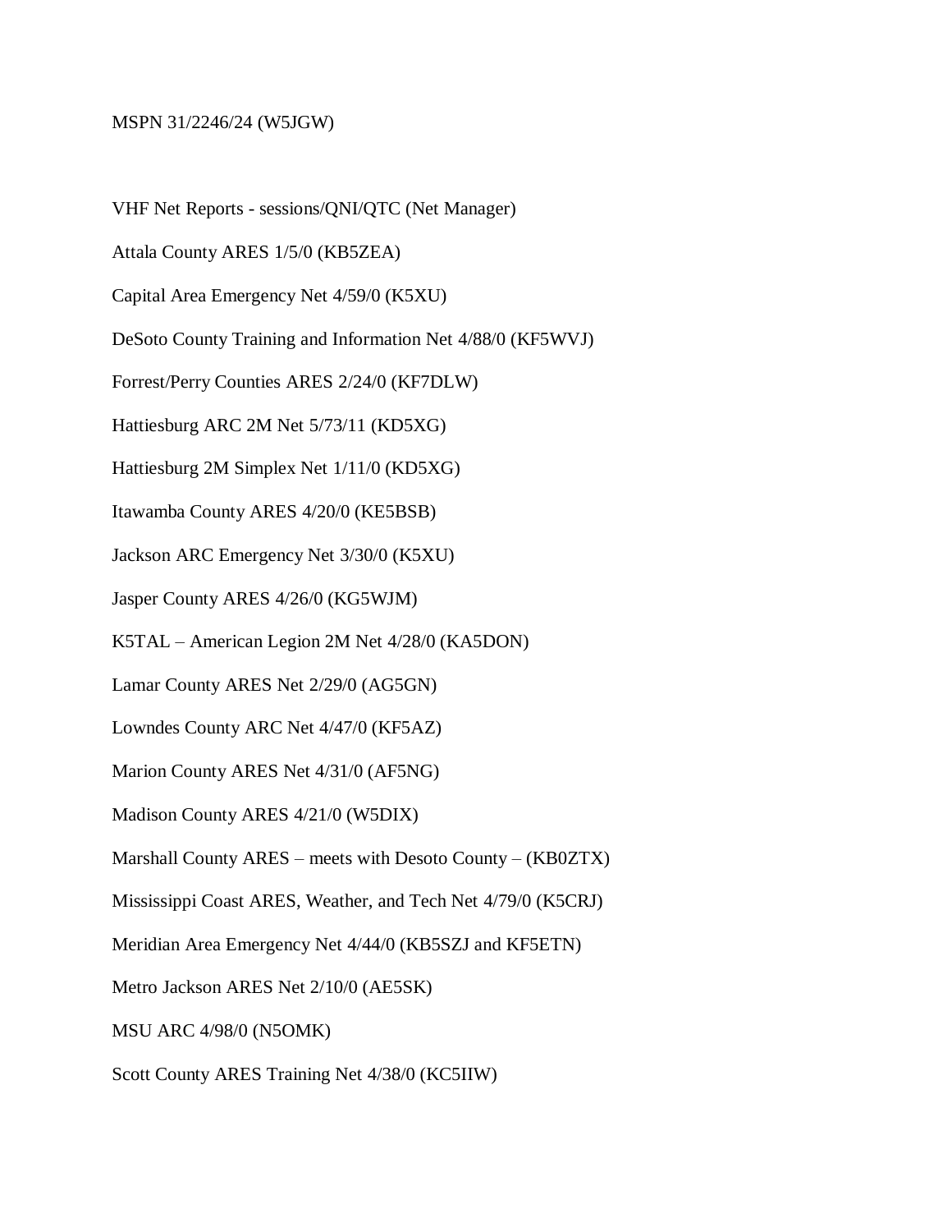MSPN 31/2246/24 (W5JGW)

VHF Net Reports - sessions/QNI/QTC (Net Manager)

Attala County ARES 1/5/0 (KB5ZEA)

Capital Area Emergency Net 4/59/0 (K5XU)

DeSoto County Training and Information Net 4/88/0 (KF5WVJ)

Forrest/Perry Counties ARES 2/24/0 (KF7DLW)

Hattiesburg ARC 2M Net 5/73/11 (KD5XG)

Hattiesburg 2M Simplex Net 1/11/0 (KD5XG)

Itawamba County ARES 4/20/0 (KE5BSB)

Jackson ARC Emergency Net 3/30/0 (K5XU)

Jasper County ARES 4/26/0 (KG5WJM)

K5TAL – American Legion 2M Net 4/28/0 (KA5DON)

Lamar County ARES Net 2/29/0 (AG5GN)

Lowndes County ARC Net 4/47/0 (KF5AZ)

Marion County ARES Net 4/31/0 (AF5NG)

Madison County ARES 4/21/0 (W5DIX)

Marshall County ARES – meets with Desoto County – (KB0ZTX)

Mississippi Coast ARES, Weather, and Tech Net 4/79/0 (K5CRJ)

Meridian Area Emergency Net 4/44/0 (KB5SZJ and KF5ETN)

Metro Jackson ARES Net 2/10/0 (AE5SK)

MSU ARC 4/98/0 (N5OMK)

Scott County ARES Training Net 4/38/0 (KC5IIW)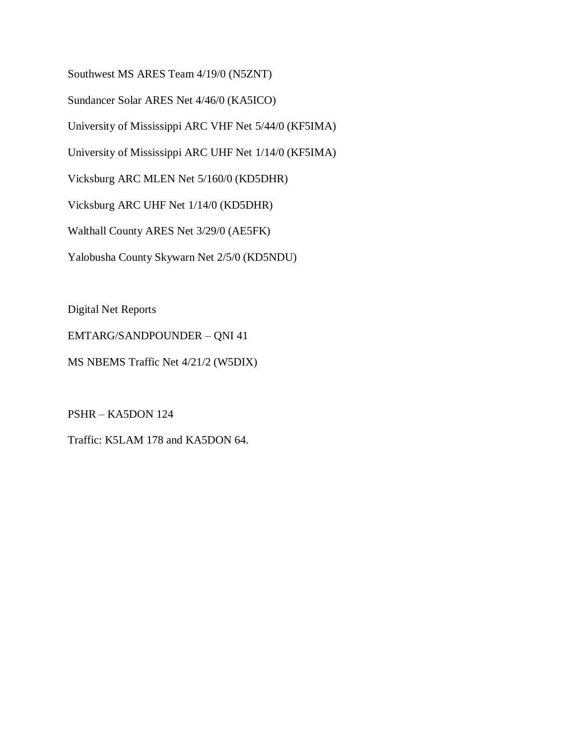Southwest MS ARES Team 4/19/0 (N5ZNT)

Sundancer Solar ARES Net 4/46/0 (KA5ICO)

University of Mississippi ARC VHF Net 5/44/0 (KF5IMA)

University of Mississippi ARC UHF Net 1/14/0 (KF5IMA)

Vicksburg ARC MLEN Net 5/160/0 (KD5DHR)

Vicksburg ARC UHF Net 1/14/0 (KD5DHR)

Walthall County ARES Net 3/29/0 (AE5FK)

Yalobusha County Skywarn Net 2/5/0 (KD5NDU)

Digital Net Reports

EMTARG/SANDPOUNDER – QNI 41

MS NBEMS Traffic Net 4/21/2 (W5DIX)

PSHR – KA5DON 124

Traffic: K5LAM 178 and KA5DON 64.